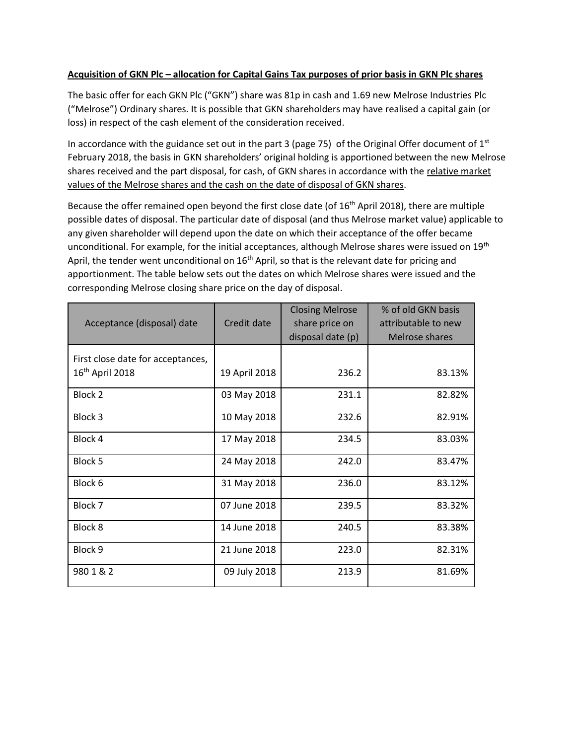**<u>Acquisition of GKN Plc – allocation for Capital Gains Tax purposes of prior basis in GKN Plc shares</u>**

The basic offer for each GKN Plc ("GKN") share was 81p in cash and 1.69 new Melrose Industries Plc ("Melrose") Ordinary shares. It is possible that GKN shareholders may have realised a capital gain (or loss) in respect of the cash element of the consideration received.

In accordance with the guidance set out in the part 3 (page 75) of the Original Offer document of 1st February 2018, the basis in GKN shareholders' original holding is apportioned between the new Melrose shares received and the part disposal, for cash, of GKN shares in accordance with the <u>relative market values of the Melrose shares and the cash on the date of disposal of GKN shares</u>.

Because the offer remained open beyond the first close date (of 16th April 2018), there are multiple possible dates of disposal. The particular date of disposal (and thus Melrose market value) applicable to any given shareholder will depend upon the date on which their acceptance of the offer became unconditional. For example, for the initial acceptances, although Melrose shares were issued on 19th April, the tender went unconditional on 16th April, so that is the relevant date for pricing and apportionment. The table below sets out the dates on which Melrose shares were issued and the corresponding Melrose closing share price on the day of disposal.

| Acceptance (disposal) date | Credit date | Closing Melrose share price on disposal date (p) | % of old GKN basis attributable to new Melrose shares |
|---|---|---|---|
| First close date for acceptances, 16th April 2018 | 19 April 2018 | 236.2 | 83.13% |
| Block 2 | 03 May 2018 | 231.1 | 82.82% |
| Block 3 | 10 May 2018 | 232.6 | 82.91% |
| Block 4 | 17 May 2018 | 234.5 | 83.03% |
| Block 5 | 24 May 2018 | 242.0 | 83.47% |
| Block 6 | 31 May 2018 | 236.0 | 83.12% |
| Block 7 | 07 June 2018 | 239.5 | 83.32% |
| Block 8 | 14 June 2018 | 240.5 | 83.38% |
| Block 9 | 21 June 2018 | 223.0 | 82.31% |
| 980 1 & 2 | 09 July 2018 | 213.9 | 81.69% |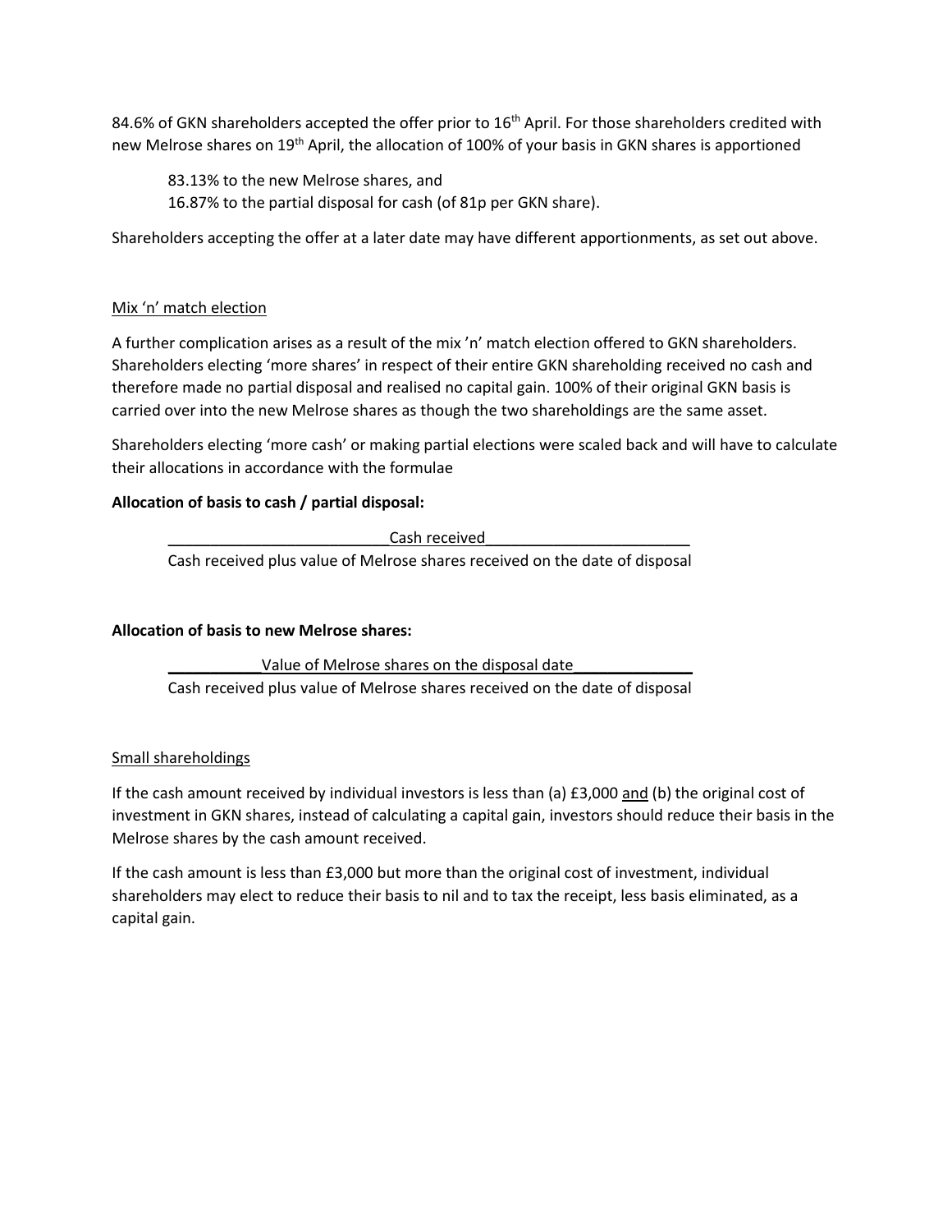84.6% of GKN shareholders accepted the offer prior to 16th April. For those shareholders credited with new Melrose shares on 19th April, the allocation of 100% of your basis in GKN shares is apportioned

> 83.13% to the new Melrose shares, and
> 16.87% to the partial disposal for cash (of 81p per GKN share).

Shareholders accepting the offer at a later date may have different apportionments, as set out above.

Mix 'n' match election

A further complication arises as a result of the mix 'n' match election offered to GKN shareholders. Shareholders electing 'more shares' in respect of their entire GKN shareholding received no cash and therefore made no partial disposal and realised no capital gain. 100% of their original GKN basis is carried over into the new Melrose shares as though the two shareholdings are the same asset.

Shareholders electing 'more cash' or making partial elections were scaled back and will have to calculate their allocations in accordance with the formulae

**Allocation of basis to cash / partial disposal:**

$$\frac{\text{Cash received}}{\text{Cash received plus value of Melrose shares received on the date of disposal}}$$

**Allocation of basis to new Melrose shares:**

$$\frac{\text{Value of Melrose shares on the disposal date}}{\text{Cash received plus value of Melrose shares received on the date of disposal}}$$

Small shareholdings

If the cash amount received by individual investors is less than (a) £3,000 and (b) the original cost of investment in GKN shares, instead of calculating a capital gain, investors should reduce their basis in the Melrose shares by the cash amount received.

If the cash amount is less than £3,000 but more than the original cost of investment, individual shareholders may elect to reduce their basis to nil and to tax the receipt, less basis eliminated, as a capital gain.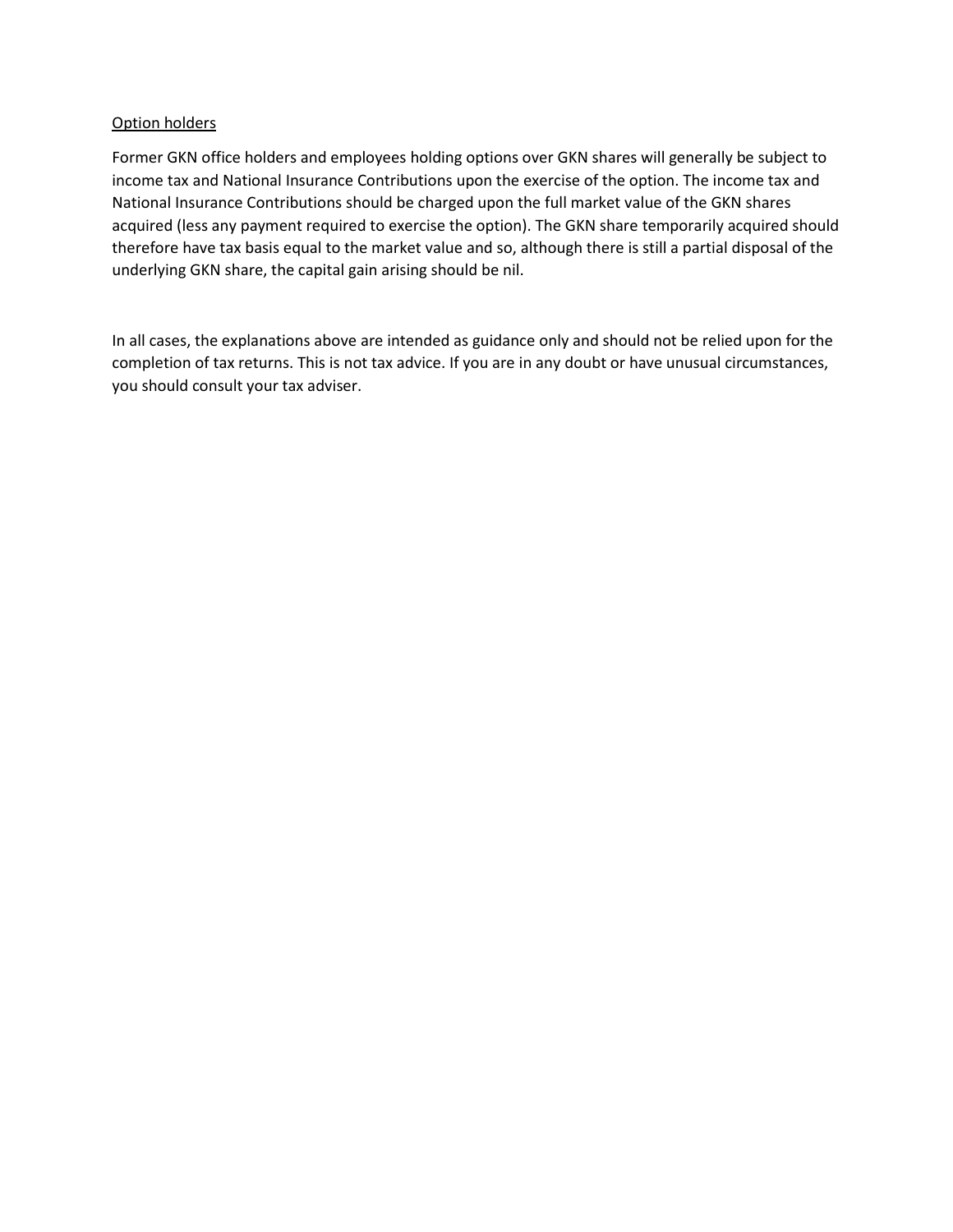<u>Option holders</u>

Former GKN office holders and employees holding options over GKN shares will generally be subject to income tax and National Insurance Contributions upon the exercise of the option. The income tax and National Insurance Contributions should be charged upon the full market value of the GKN shares acquired (less any payment required to exercise the option). The GKN share temporarily acquired should therefore have tax basis equal to the market value and so, although there is still a partial disposal of the underlying GKN share, the capital gain arising should be nil.

In all cases, the explanations above are intended as guidance only and should not be relied upon for the completion of tax returns. This is not tax advice. If you are in any doubt or have unusual circumstances, you should consult your tax adviser.